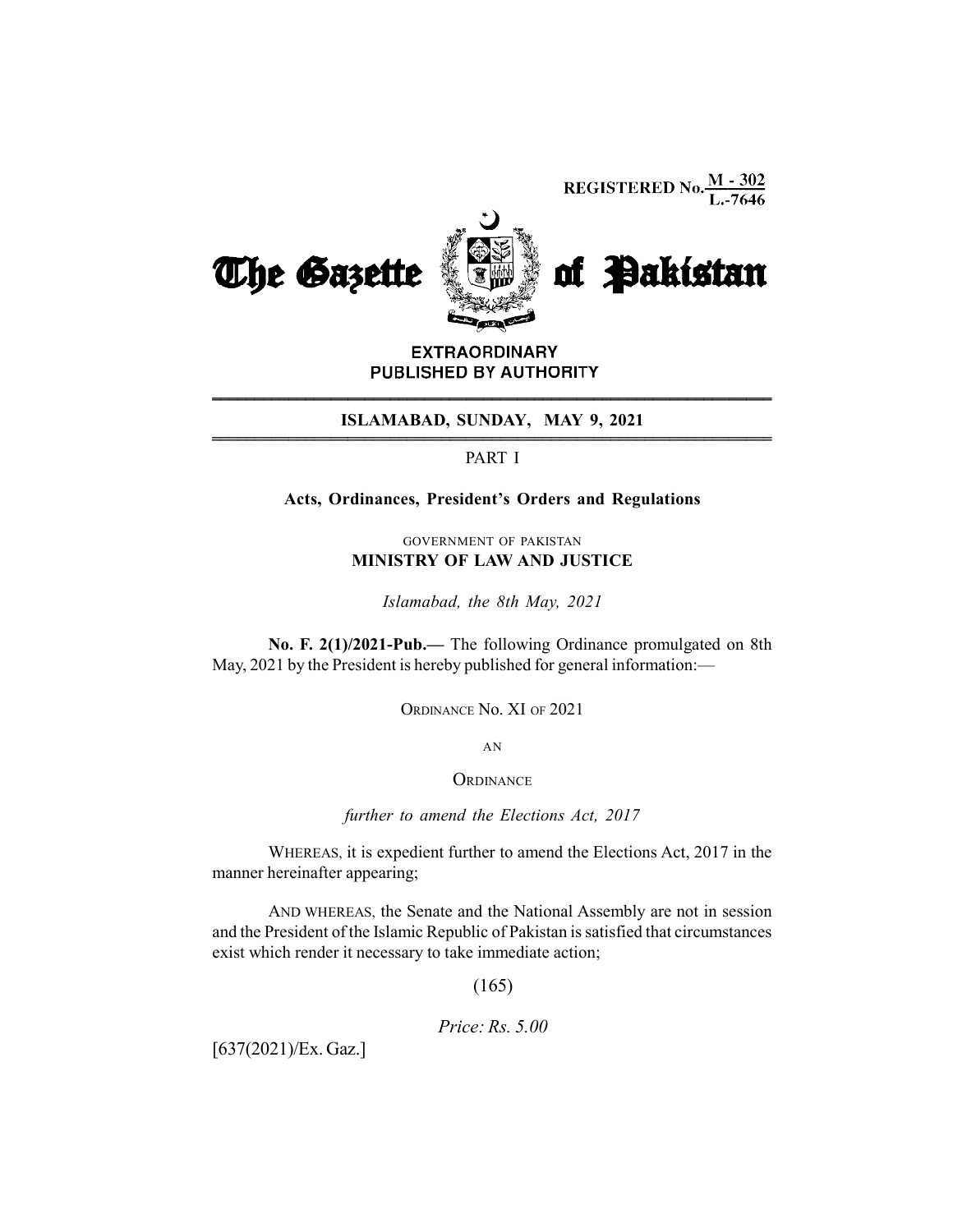REGISTERED No. M - 302 / L.-7646

# The Gazette of Pakistan

**EXTRAORDINARY**
**PUBLISHED BY AUTHORITY**

**ISLAMABAD, SUNDAY, MAY 9, 2021**

PART I

**Acts, Ordinances, President's Orders and Regulations**

GOVERNMENT OF PAKISTAN
**MINISTRY OF LAW AND JUSTICE**

*Islamabad, the 8th May, 2021*

**No. F. 2(1)/2021-Pub.—** The following Ordinance promulgated on 8th May, 2021 by the President is hereby published for general information:—

ORDINANCE No. XI OF 2021

AN

ORDINANCE

*further to amend the Elections Act, 2017*

WHEREAS, it is expedient further to amend the Elections Act, 2017 in the manner hereinafter appearing;

AND WHEREAS, the Senate and the National Assembly are not in session and the President of the Islamic Republic of Pakistan is satisfied that circumstances exist which render it necessary to take immediate action;

(165)

*Price: Rs. 5.00*

[637(2021)/Ex. Gaz.]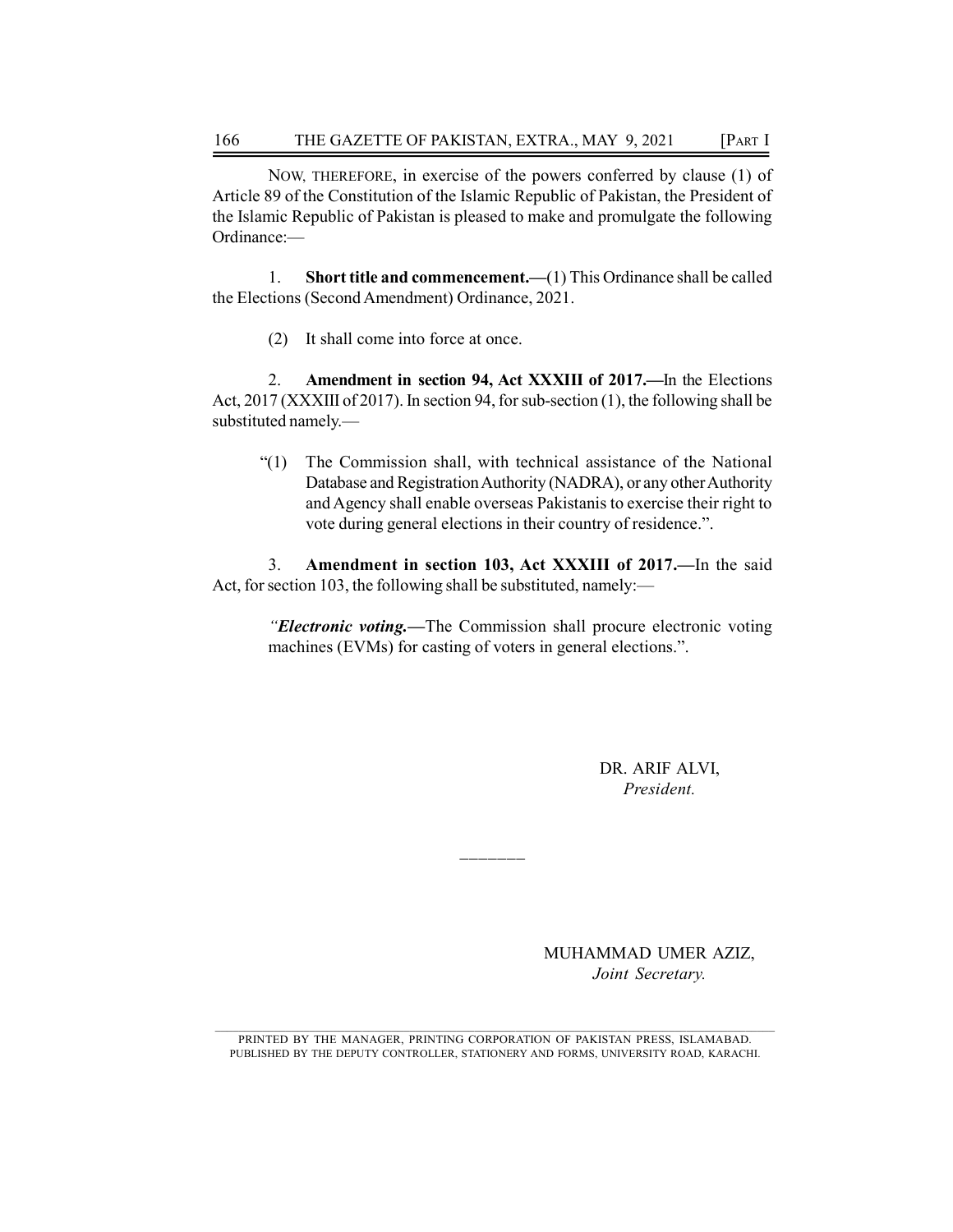NOW, THEREFORE, in exercise of the powers conferred by clause (1) of Article 89 of the Constitution of the Islamic Republic of Pakistan, the President of the Islamic Republic of Pakistan is pleased to make and promulgate the following Ordinance:—

1. **Short title and commencement.—**(1) This Ordinance shall be called the Elections (Second Amendment) Ordinance, 2021.

(2) It shall come into force at once.

2. **Amendment in section 94, Act XXXIII of 2017.—**In the Elections Act, 2017 (XXXIII of 2017). In section 94, for sub-section (1), the following shall be substituted namely.—

> "(1) The Commission shall, with technical assistance of the National Database and Registration Authority (NADRA), or any other Authority and Agency shall enable overseas Pakistanis to exercise their right to vote during general elections in their country of residence.".

3. **Amendment in section 103, Act XXXIII of 2017.—**In the said Act, for section 103, the following shall be substituted, namely:—

> "***Electronic voting.—***The Commission shall procure electronic voting machines (EVMs) for casting of voters in general elections.".

DR. ARIF ALVI,
*President.*

———————

MUHAMMAD UMER AZIZ,
*Joint Secretary.*

PRINTED BY THE MANAGER, PRINTING CORPORATION OF PAKISTAN PRESS, ISLAMABAD.
PUBLISHED BY THE DEPUTY CONTROLLER, STATIONERY AND FORMS, UNIVERSITY ROAD, KARACHI.